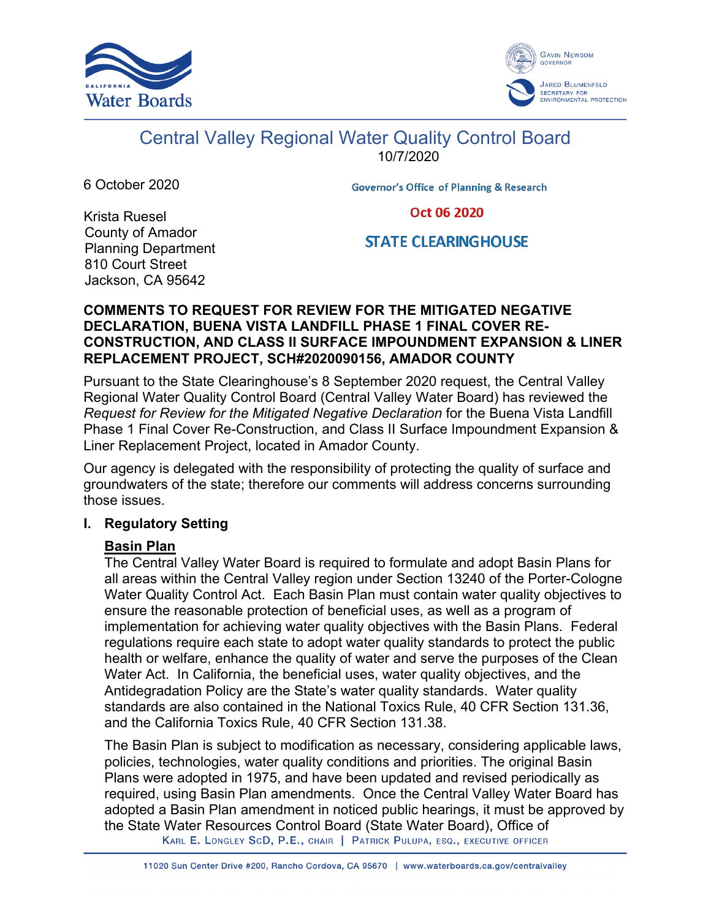Central Valley Regional Water Quality Control Board

10/7/2020

6 October 2020

Governor's Office of Planning & Research

Oct 06 2020

STATE CLEARINGHOUSE

Krista Ruesel
County of Amador
Planning Department
810 Court Street
Jackson, CA 95642

**COMMENTS TO REQUEST FOR REVIEW FOR THE MITIGATED NEGATIVE DECLARATION, BUENA VISTA LANDFILL PHASE 1 FINAL COVER RE-CONSTRUCTION, AND CLASS II SURFACE IMPOUNDMENT EXPANSION & LINER REPLACEMENT PROJECT, SCH#2020090156, AMADOR COUNTY**

Pursuant to the State Clearinghouse's 8 September 2020 request, the Central Valley Regional Water Quality Control Board (Central Valley Water Board) has reviewed the *Request for Review for the Mitigated Negative Declaration* for the Buena Vista Landfill Phase 1 Final Cover Re-Construction, and Class II Surface Impoundment Expansion & Liner Replacement Project, located in Amador County.

Our agency is delegated with the responsibility of protecting the quality of surface and groundwaters of the state; therefore our comments will address concerns surrounding those issues.

## I. Regulatory Setting

**Basin Plan**

The Central Valley Water Board is required to formulate and adopt Basin Plans for all areas within the Central Valley region under Section 13240 of the Porter-Cologne Water Quality Control Act. Each Basin Plan must contain water quality objectives to ensure the reasonable protection of beneficial uses, as well as a program of implementation for achieving water quality objectives with the Basin Plans. Federal regulations require each state to adopt water quality standards to protect the public health or welfare, enhance the quality of water and serve the purposes of the Clean Water Act. In California, the beneficial uses, water quality objectives, and the Antidegradation Policy are the State's water quality standards. Water quality standards are also contained in the National Toxics Rule, 40 CFR Section 131.36, and the California Toxics Rule, 40 CFR Section 131.38.

The Basin Plan is subject to modification as necessary, considering applicable laws, policies, technologies, water quality conditions and priorities. The original Basin Plans were adopted in 1975, and have been updated and revised periodically as required, using Basin Plan amendments. Once the Central Valley Water Board has adopted a Basin Plan amendment in noticed public hearings, it must be approved by the State Water Resources Control Board (State Water Board), Office of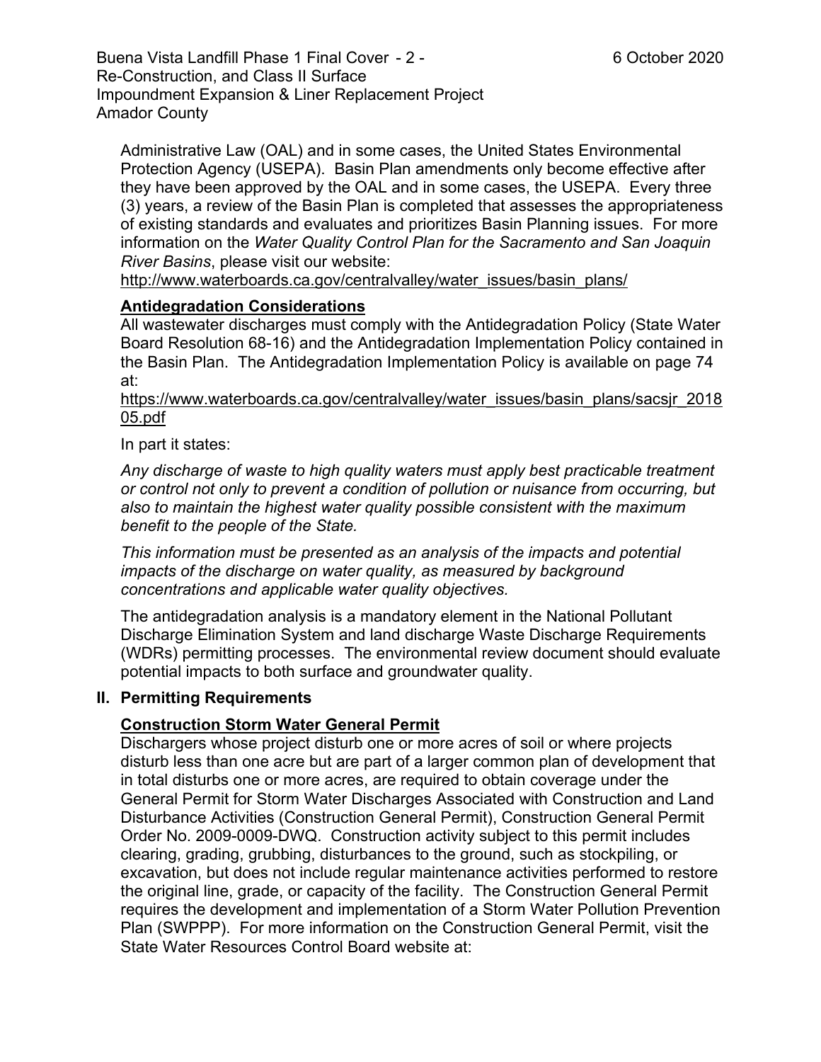Administrative Law (OAL) and in some cases, the United States Environmental Protection Agency (USEPA). Basin Plan amendments only become effective after they have been approved by the OAL and in some cases, the USEPA. Every three (3) years, a review of the Basin Plan is completed that assesses the appropriateness of existing standards and evaluates and prioritizes Basin Planning issues. For more information on the *Water Quality Control Plan for the Sacramento and San Joaquin River Basins*, please visit our website:
http://www.waterboards.ca.gov/centralvalley/water_issues/basin_plans/

**Antidegradation Considerations**

All wastewater discharges must comply with the Antidegradation Policy (State Water Board Resolution 68-16) and the Antidegradation Implementation Policy contained in the Basin Plan. The Antidegradation Implementation Policy is available on page 74 at:
https://www.waterboards.ca.gov/centralvalley/water_issues/basin_plans/sacsjr_201805.pdf

In part it states:

*Any discharge of waste to high quality waters must apply best practicable treatment or control not only to prevent a condition of pollution or nuisance from occurring, but also to maintain the highest water quality possible consistent with the maximum benefit to the people of the State.*

*This information must be presented as an analysis of the impacts and potential impacts of the discharge on water quality, as measured by background concentrations and applicable water quality objectives.*

The antidegradation analysis is a mandatory element in the National Pollutant Discharge Elimination System and land discharge Waste Discharge Requirements (WDRs) permitting processes. The environmental review document should evaluate potential impacts to both surface and groundwater quality.

## II. Permitting Requirements

**Construction Storm Water General Permit**

Dischargers whose project disturb one or more acres of soil or where projects disturb less than one acre but are part of a larger common plan of development that in total disturbs one or more acres, are required to obtain coverage under the General Permit for Storm Water Discharges Associated with Construction and Land Disturbance Activities (Construction General Permit), Construction General Permit Order No. 2009-0009-DWQ. Construction activity subject to this permit includes clearing, grading, grubbing, disturbances to the ground, such as stockpiling, or excavation, but does not include regular maintenance activities performed to restore the original line, grade, or capacity of the facility. The Construction General Permit requires the development and implementation of a Storm Water Pollution Prevention Plan (SWPPP). For more information on the Construction General Permit, visit the State Water Resources Control Board website at: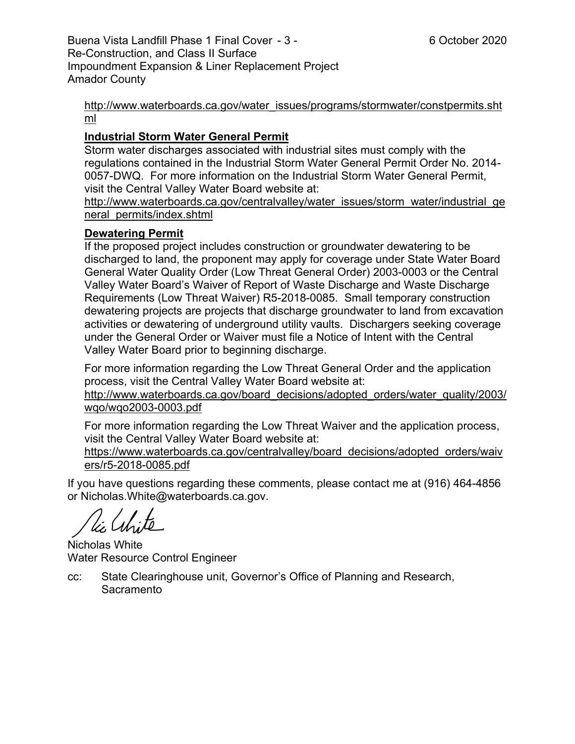http://www.waterboards.ca.gov/water_issues/programs/stormwater/constpermits.shtml

**Industrial Storm Water General Permit**

Storm water discharges associated with industrial sites must comply with the regulations contained in the Industrial Storm Water General Permit Order No. 2014-0057-DWQ. For more information on the Industrial Storm Water General Permit, visit the Central Valley Water Board website at:
http://www.waterboards.ca.gov/centralvalley/water_issues/storm_water/industrial_general_permits/index.shtml

**Dewatering Permit**

If the proposed project includes construction or groundwater dewatering to be discharged to land, the proponent may apply for coverage under State Water Board General Water Quality Order (Low Threat General Order) 2003-0003 or the Central Valley Water Board's Waiver of Report of Waste Discharge and Waste Discharge Requirements (Low Threat Waiver) R5-2018-0085. Small temporary construction dewatering projects are projects that discharge groundwater to land from excavation activities or dewatering of underground utility vaults. Dischargers seeking coverage under the General Order or Waiver must file a Notice of Intent with the Central Valley Water Board prior to beginning discharge.

For more information regarding the Low Threat General Order and the application process, visit the Central Valley Water Board website at:
http://www.waterboards.ca.gov/board_decisions/adopted_orders/water_quality/2003/wqo/wqo2003-0003.pdf

For more information regarding the Low Threat Waiver and the application process, visit the Central Valley Water Board website at:
https://www.waterboards.ca.gov/centralvalley/board_decisions/adopted_orders/waivers/r5-2018-0085.pdf

If you have questions regarding these comments, please contact me at (916) 464-4856 or Nicholas.White@waterboards.ca.gov.

Nicholas White
Water Resource Control Engineer

cc: State Clearinghouse unit, Governor's Office of Planning and Research, Sacramento